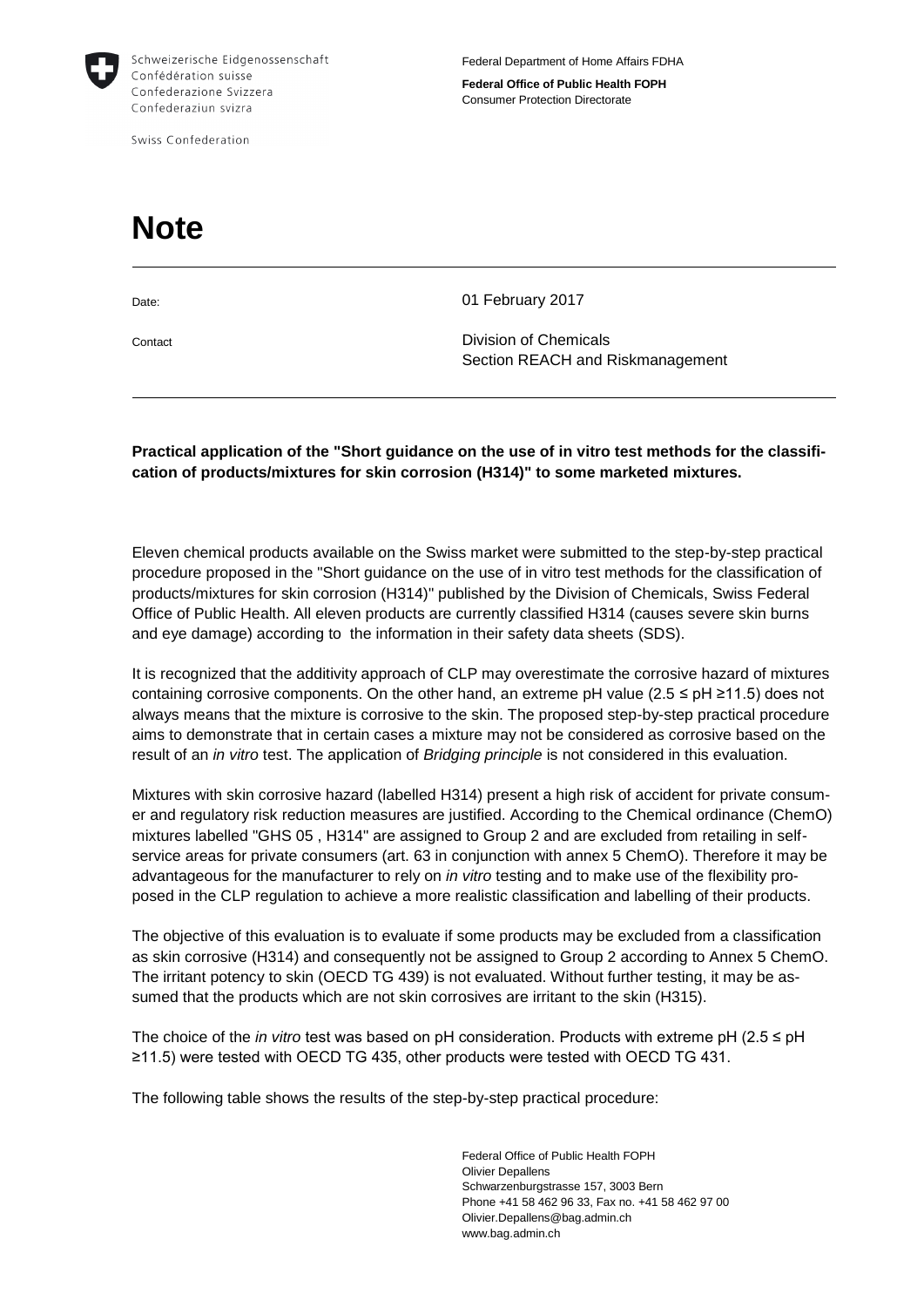Schweizerische Eidgenossenschaft
Confédération suisse
Confederazione Svizzera
Confederaziun svizra

Swiss Confederation

Federal Department of Home Affairs FDHA

**Federal Office of Public Health FOPH**
Consumer Protection Directorate

# Note

| | |
|---|---|
| Date: | 01 February 2017 |
| Contact | Division of Chemicals<br>Section REACH and Riskmanagement |

**Practical application of the "Short guidance on the use of in vitro test methods for the classification of products/mixtures for skin corrosion (H314)" to some marketed mixtures.**

Eleven chemical products available on the Swiss market were submitted to the step-by-step practical procedure proposed in the "Short guidance on the use of in vitro test methods for the classification of products/mixtures for skin corrosion (H314)" published by the Division of Chemicals, Swiss Federal Office of Public Health. All eleven products are currently classified H314 (causes severe skin burns and eye damage) according to the information in their safety data sheets (SDS).

It is recognized that the additivity approach of CLP may overestimate the corrosive hazard of mixtures containing corrosive components. On the other hand, an extreme pH value (2.5 ≤ pH ≥11.5) does not always means that the mixture is corrosive to the skin. The proposed step-by-step practical procedure aims to demonstrate that in certain cases a mixture may not be considered as corrosive based on the result of an *in vitro* test. The application of *Bridging principle* is not considered in this evaluation.

Mixtures with skin corrosive hazard (labelled H314) present a high risk of accident for private consumer and regulatory risk reduction measures are justified. According to the Chemical ordinance (ChemO) mixtures labelled "GHS 05 , H314" are assigned to Group 2 and are excluded from retailing in self-service areas for private consumers (art. 63 in conjunction with annex 5 ChemO). Therefore it may be advantageous for the manufacturer to rely on *in vitro* testing and to make use of the flexibility proposed in the CLP regulation to achieve a more realistic classification and labelling of their products.

The objective of this evaluation is to evaluate if some products may be excluded from a classification as skin corrosive (H314) and consequently not be assigned to Group 2 according to Annex 5 ChemO. The irritant potency to skin (OECD TG 439) is not evaluated. Without further testing, it may be assumed that the products which are not skin corrosives are irritant to the skin (H315).

The choice of the *in vitro* test was based on pH consideration. Products with extreme pH (2.5 ≤ pH ≥11.5) were tested with OECD TG 435, other products were tested with OECD TG 431.

The following table shows the results of the step-by-step practical procedure:

Federal Office of Public Health FOPH
Olivier Depallens
Schwarzenburgstrasse 157, 3003 Bern
Phone +41 58 462 96 33, Fax no. +41 58 462 97 00
Olivier.Depallens@bag.admin.ch
www.bag.admin.ch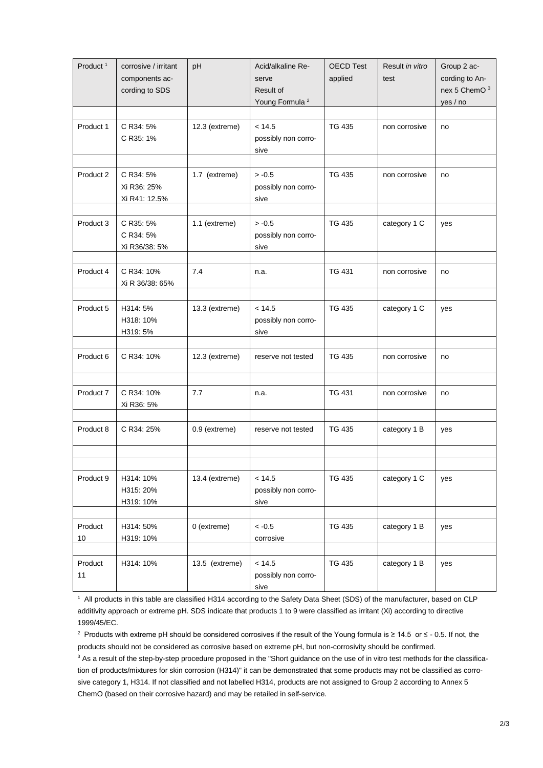| Product [1] | corrosive / irritant components according to SDS | pH | Acid/alkaline Reserve Result of Young Formula [2] | OECD Test applied | Result *in vitro* test | Group 2 according to Annex 5 ChemO [3] yes / no |
|---|---|---|---|---|---|---|
| Product 1 | C R34: 5%<br>C R35: 1% | 12.3 (extreme) | < 14.5<br>possibly non corrosive | TG 435 | non corrosive | no |
| Product 2 | C R34: 5%<br>Xi R36: 25%<br>Xi R41: 12.5% | 1.7 (extreme) | > -0.5<br>possibly non corrosive | TG 435 | non corrosive | no |
| Product 3 | C R35: 5%<br>C R34: 5%<br>Xi R36/38: 5% | 1.1 (extreme) | > -0.5<br>possibly non corrosive | TG 435 | category 1 C | yes |
| Product 4 | C R34: 10%<br>Xi R 36/38: 65% | 7.4 | n.a. | TG 431 | non corrosive | no |
| Product 5 | H314: 5%<br>H318: 10%<br>H319: 5% | 13.3 (extreme) | < 14.5<br>possibly non corrosive | TG 435 | category 1 C | yes |
| Product 6 | C R34: 10% | 12.3 (extreme) | reserve not tested | TG 435 | non corrosive | no |
| Product 7 | C R34: 10%<br>Xi R36: 5% | 7.7 | n.a. | TG 431 | non corrosive | no |
| Product 8 | C R34: 25% | 0.9 (extreme) | reserve not tested | TG 435 | category 1 B | yes |
| Product 9 | H314: 10%<br>H315: 20%<br>H319: 10% | 13.4 (extreme) | < 14.5<br>possibly non corrosive | TG 435 | category 1 C | yes |
| Product 10 | H314: 50%<br>H319: 10% | 0 (extreme) | < -0.5<br>corrosive | TG 435 | category 1 B | yes |
| Product 11 | H314: 10% | 13.5 (extreme) | < 14.5<br>possibly non corrosive | TG 435 | category 1 B | yes |

[1] All products in this table are classified H314 according to the Safety Data Sheet (SDS) of the manufacturer, based on CLP additivity approach or extreme pH. SDS indicate that products 1 to 9 were classified as irritant (Xi) according to directive 1999/45/EC.

[2] Products with extreme pH should be considered corrosives if the result of the Young formula is ≥ 14.5 or ≤ - 0.5. If not, the products should not be considered as corrosive based on extreme pH, but non-corrosivity should be confirmed.

[3] As a result of the step-by-step procedure proposed in the "Short guidance on the use of in vitro test methods for the classification of products/mixtures for skin corrosion (H314)" it can be demonstrated that some products may not be classified as corrosive category 1, H314. If not classified and not labelled H314, products are not assigned to Group 2 according to Annex 5 ChemO (based on their corrosive hazard) and may be retailed in self-service.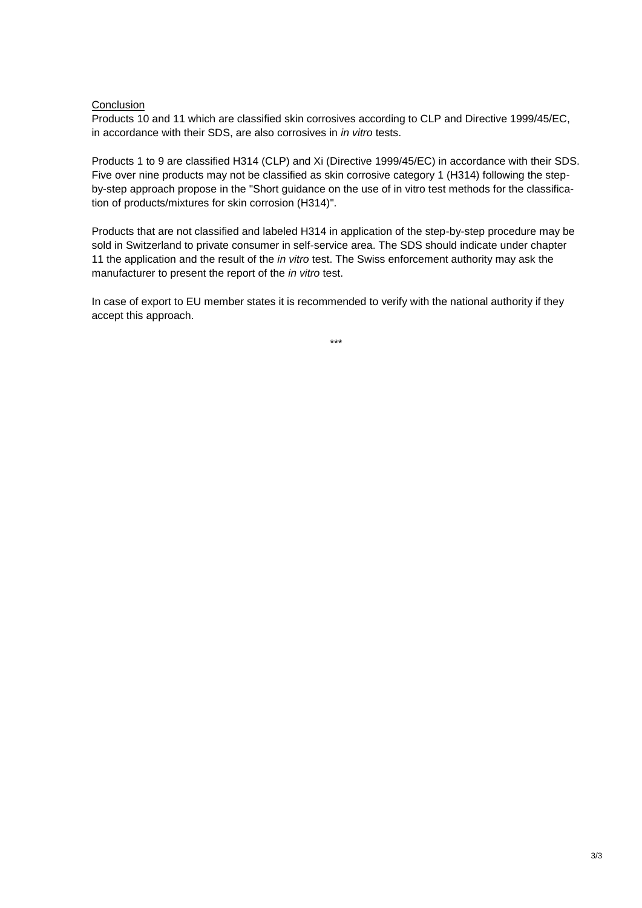<u>Conclusion</u>

Products 10 and 11 which are classified skin corrosives according to CLP and Directive 1999/45/EC, in accordance with their SDS, are also corrosives in *in vitro* tests.

Products 1 to 9 are classified H314 (CLP) and Xi (Directive 1999/45/EC) in accordance with their SDS. Five over nine products may not be classified as skin corrosive category 1 (H314) following the step-by-step approach propose in the "Short guidance on the use of in vitro test methods for the classification of products/mixtures for skin corrosion (H314)".

Products that are not classified and labeled H314 in application of the step-by-step procedure may be sold in Switzerland to private consumer in self-service area. The SDS should indicate under chapter 11 the application and the result of the *in vitro* test. The Swiss enforcement authority may ask the manufacturer to present the report of the *in vitro* test.

In case of export to EU member states it is recommended to verify with the national authority if they accept this approach.

***